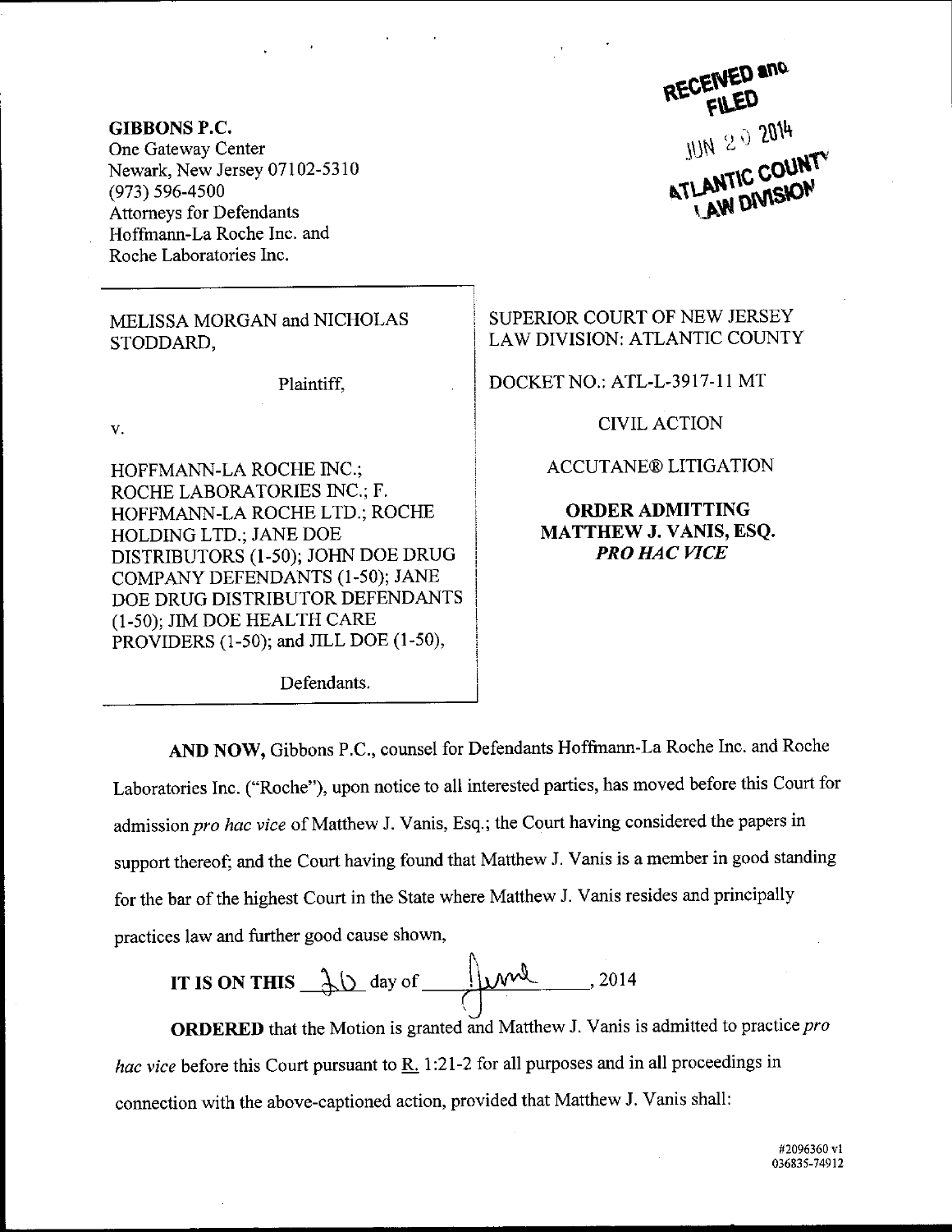RECEIVED and FILED
JUN 20 2014
ATLANTIC COUNTY LAW DIVISION

**GIBBONS P.C.**
One Gateway Center
Newark, New Jersey 07102-5310
(973) 596-4500
Attorneys for Defendants
Hoffmann-La Roche Inc. and
Roche Laboratories Inc.

| | |
|---|---|
| MELISSA MORGAN and NICHOLAS STODDARD,<br><br>Plaintiff,<br><br>v.<br><br>HOFFMANN-LA ROCHE INC.; ROCHE LABORATORIES INC.; F. HOFFMANN-LA ROCHE LTD.; ROCHE HOLDING LTD.; JANE DOE DISTRIBUTORS (1-50); JOHN DOE DRUG COMPANY DEFENDANTS (1-50); JANE DOE DRUG DISTRIBUTOR DEFENDANTS (1-50); JIM DOE HEALTH CARE PROVIDERS (1-50); and JILL DOE (1-50),<br><br>Defendants. | SUPERIOR COURT OF NEW JERSEY<br>LAW DIVISION: ATLANTIC COUNTY<br><br>DOCKET NO.: ATL-L-3917-11 MT<br><br>CIVIL ACTION<br><br>ACCUTANE® LITIGATION<br><br>**ORDER ADMITTING MATTHEW J. VANIS, ESQ. *PRO HAC VICE*** |

**AND NOW,** Gibbons P.C., counsel for Defendants Hoffmann-La Roche Inc. and Roche Laboratories Inc. ("Roche"), upon notice to all interested parties, has moved before this Court for admission *pro hac vice* of Matthew J. Vanis, Esq.; the Court having considered the papers in support thereof; and the Court having found that Matthew J. Vanis is a member in good standing for the bar of the highest Court in the State where Matthew J. Vanis resides and principally practices law and further good cause shown,

**IT IS ON THIS** 20 day of June, 2014

**ORDERED** that the Motion is granted and Matthew J. Vanis is admitted to practice *pro hac vice* before this Court pursuant to R. 1:21-2 for all purposes and in all proceedings in connection with the above-captioned action, provided that Matthew J. Vanis shall:

#2096360 v1
036835-74912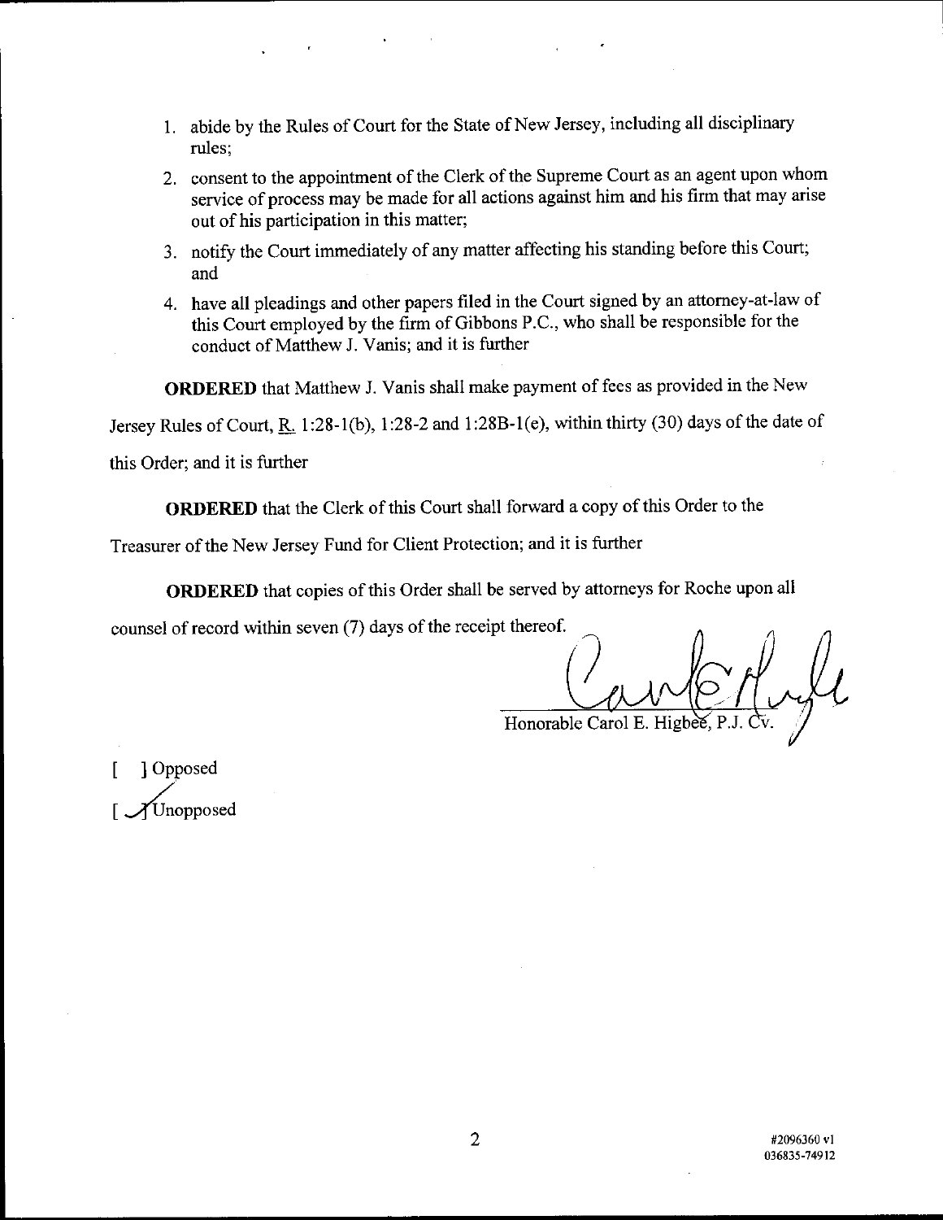1. abide by the Rules of Court for the State of New Jersey, including all disciplinary rules;
2. consent to the appointment of the Clerk of the Supreme Court as an agent upon whom service of process may be made for all actions against him and his firm that may arise out of his participation in this matter;
3. notify the Court immediately of any matter affecting his standing before this Court; and
4. have all pleadings and other papers filed in the Court signed by an attorney-at-law of this Court employed by the firm of Gibbons P.C., who shall be responsible for the conduct of Matthew J. Vanis; and it is further

**ORDERED** that Matthew J. Vanis shall make payment of fees as provided in the New Jersey Rules of Court, R. 1:28-1(b), 1:28-2 and 1:28B-1(e), within thirty (30) days of the date of this Order; and it is further

**ORDERED** that the Clerk of this Court shall forward a copy of this Order to the Treasurer of the New Jersey Fund for Client Protection; and it is further

**ORDERED** that copies of this Order shall be served by attorneys for Roche upon all counsel of record within seven (7) days of the receipt thereof.

Honorable Carol E. Higbee, P.J. Cv.

[ ] Opposed

[ ✓ ] Unopposed

#2096360 v1
036835-74912